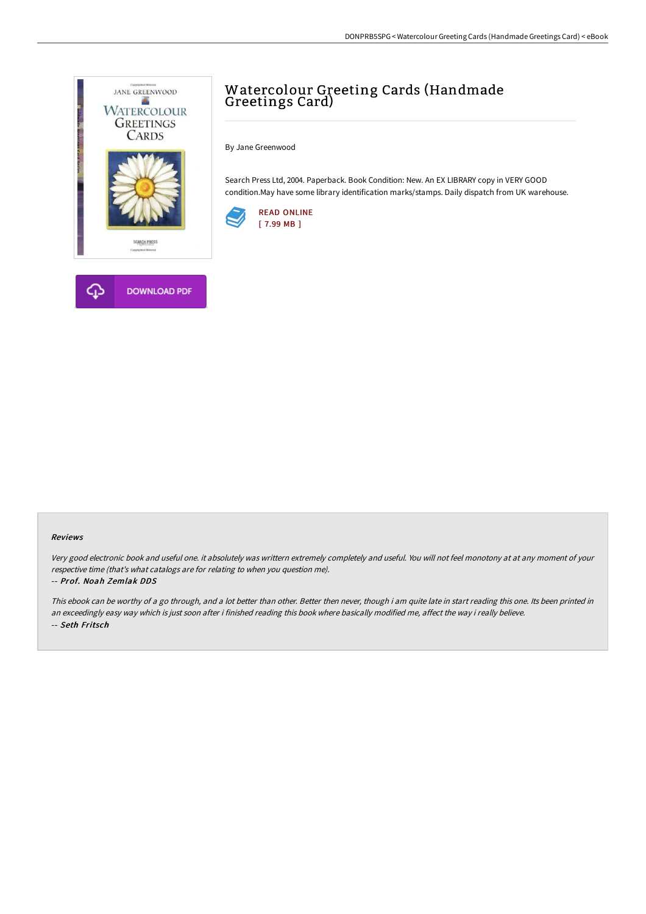# Watercolour Greeting Cards (Handmade Greetings Card)

By Jane Greenwood

Search Press Ltd, 2004. Paperback. Book Condition: New. An EX LIBRARY copy in VERY GOOD condition.May have some library identification marks/stamps. Daily dispatch from UK warehouse.

READ ONLINE
[ 7.99 MB ]

DOWNLOAD PDF

### Reviews

*Very good electronic book and useful one. it absolutely was writtern extremely completely and useful. You will not feel monotony at at any moment of your respective time (that's what catalogs are for relating to when you question me).*

*-- Prof. Noah Zemlak DDS*

*This ebook can be worthy of a go through, and a lot better than other. Better then never, though i am quite late in start reading this one. Its been printed in an exceedingly easy way which is just soon after i finished reading this book where basically modified me, affect the way i really believe.*

*-- Seth Fritsch*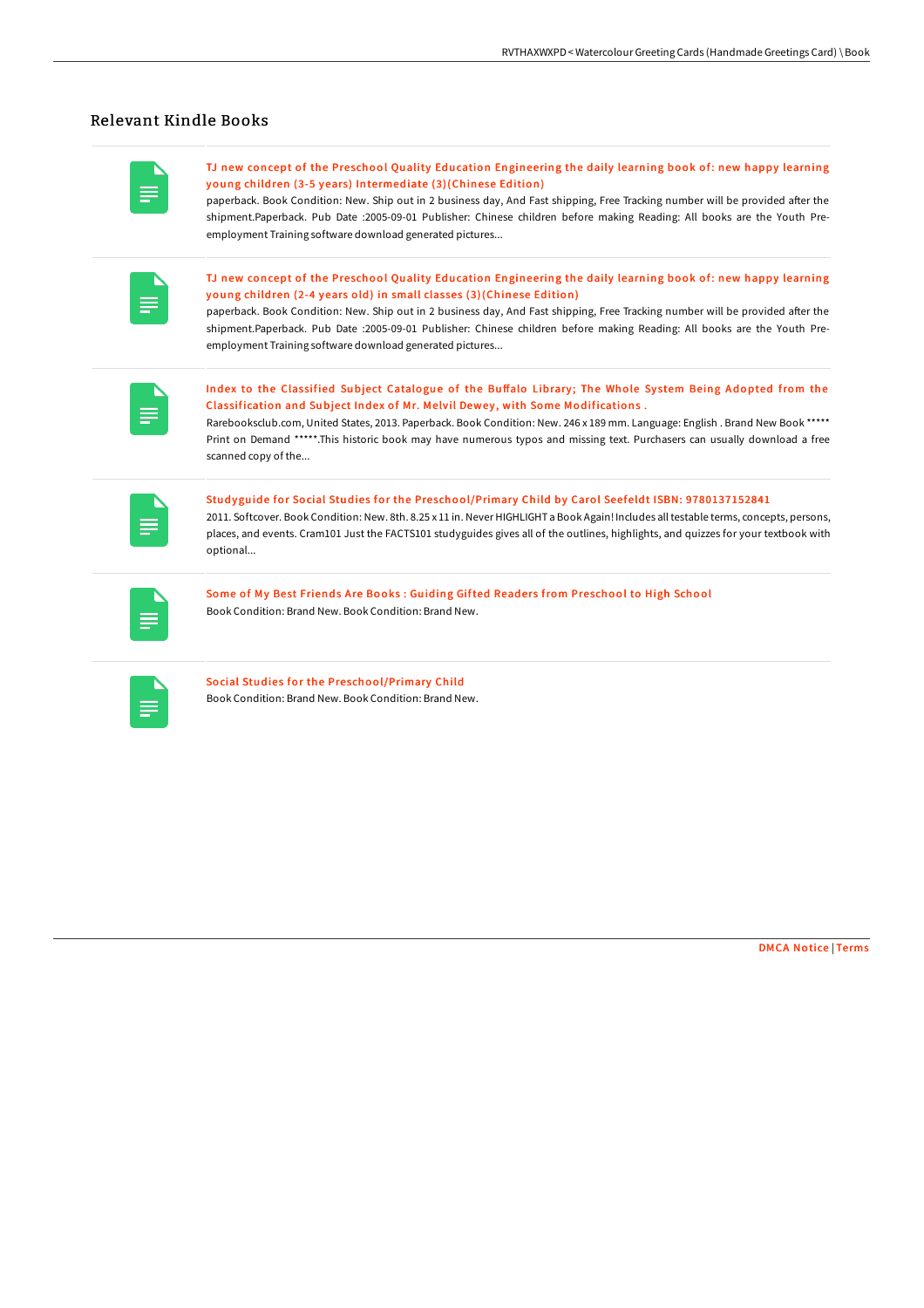## Relevant Kindle Books

**TJ new concept of the Preschool Quality Education Engineering the daily learning book of: new happy learning young children (3-5 years) Intermediate (3)(Chinese Edition)**

paperback. Book Condition: New. Ship out in 2 business day, And Fast shipping, Free Tracking number will be provided after the shipment.Paperback. Pub Date :2005-09-01 Publisher: Chinese children before making Reading: All books are the Youth Pre-employment Training software download generated pictures...

**TJ new concept of the Preschool Quality Education Engineering the daily learning book of: new happy learning young children (2-4 years old) in small classes (3)(Chinese Edition)**

paperback. Book Condition: New. Ship out in 2 business day, And Fast shipping, Free Tracking number will be provided after the shipment.Paperback. Pub Date :2005-09-01 Publisher: Chinese children before making Reading: All books are the Youth Pre-employment Training software download generated pictures...

**Index to the Classified Subject Catalogue of the Buffalo Library; The Whole System Being Adopted from the Classification and Subject Index of Mr. Melvil Dewey, with Some Modifications .**

Rarebooksclub.com, United States, 2013. Paperback. Book Condition: New. 246 x 189 mm. Language: English . Brand New Book ***** Print on Demand *****.This historic book may have numerous typos and missing text. Purchasers can usually download a free scanned copy of the...

**Studyguide for Social Studies for the Preschool/Primary Child by Carol Seefeldt ISBN: 9780137152841**

2011. Softcover. Book Condition: New. 8th. 8.25 x 11 in. Never HIGHLIGHT a Book Again! Includes all testable terms, concepts, persons, places, and events. Cram101 Just the FACTS101 studyguides gives all of the outlines, highlights, and quizzes for your textbook with optional...

**Some of My Best Friends Are Books : Guiding Gifted Readers from Preschool to High School**

Book Condition: Brand New. Book Condition: Brand New.

**Social Studies for the Preschool/Primary Child**

Book Condition: Brand New. Book Condition: Brand New.

DMCA Notice | Terms